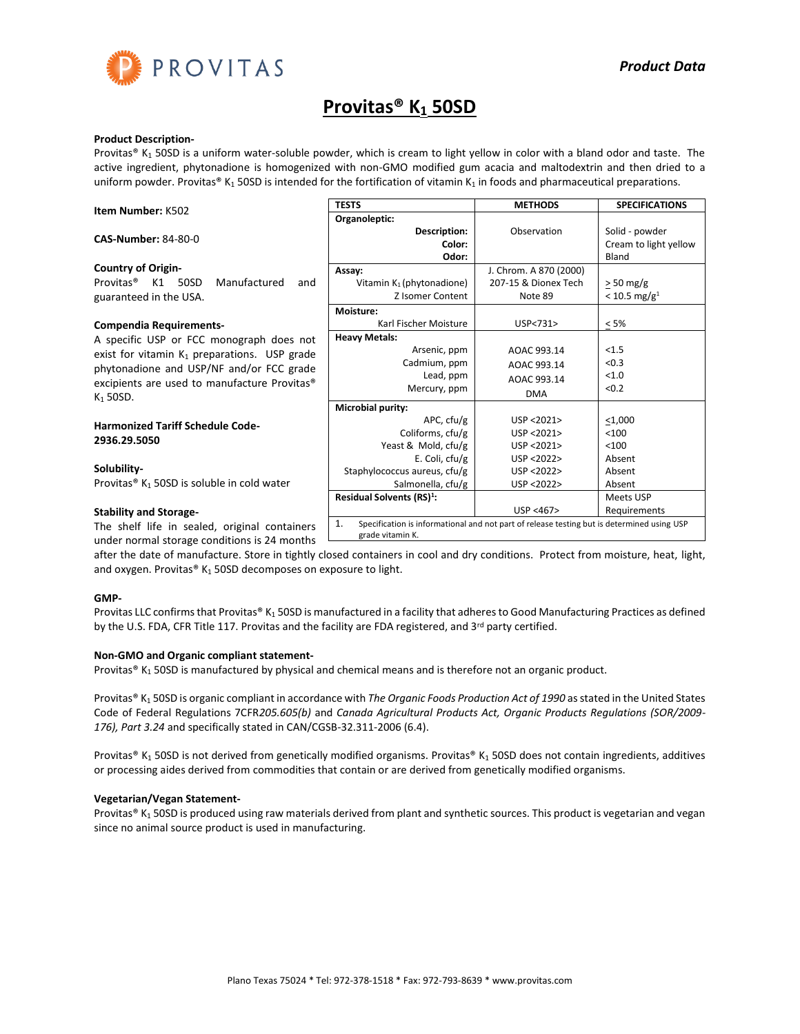PROVITAS

*Product Data*

# Provitas® $K_1$ 50SD

**Product Description-**
Provitas® $K_1$ 50SD is a uniform water-soluble powder, which is cream to light yellow in color with a bland odor and taste. The active ingredient, phytonadione is homogenized with non-GMO modified gum acacia and maltodextrin and then dried to a uniform powder. Provitas® $K_1$ 50SD is intended for the fortification of vitamin $K_1$ in foods and pharmaceutical preparations.

**Item Number:** K502

**CAS-Number:** 84-80-0

**Country of Origin-**
Provitas® K1 50SD Manufactured and guaranteed in the USA.

**Compendia Requirements-**
A specific USP or FCC monograph does not exist for vitamin $K_1$ preparations. USP grade phytonadione and USP/NF and/or FCC grade excipients are used to manufacture Provitas® $K_1$ 50SD.

**Harmonized Tariff Schedule Code-**
**2936.29.5050**

**Solubility-**
Provitas® $K_1$ 50SD is soluble in cold water

| TESTS | METHODS | SPECIFICATIONS |
|---|---|---|
| **Organoleptic:** | | |
| **Description:** | Observation | Solid - powder |
| **Color:** | | Cream to light yellow |
| **Odor:** | | Bland |
| **Assay:** | J. Chrom. A 870 (2000) | |
| Vitamin $K_1$ (phytonadione) | 207-15 & Dionex Tech | ≥ 50 mg/g |
| Z Isomer Content | Note 89 | < 10.5 mg/g[1] |
| **Moisture:** | | |
| Karl Fischer Moisture | USP<731> | ≤ 5% |
| **Heavy Metals:** | | |
| Arsenic, ppm | AOAC 993.14 | <1.5 |
| Cadmium, ppm | AOAC 993.14 | <0.3 |
| Lead, ppm | AOAC 993.14 | <1.0 |
| Mercury, ppm | DMA | <0.2 |
| **Microbial purity:** | | |
| APC, cfu/g | USP <2021> | ≤1,000 |
| Coliforms, cfu/g | USP <2021> | <100 |
| Yeast & Mold, cfu/g | USP <2021> | <100 |
| E. Coli, cfu/g | USP <2022> | Absent |
| Staphylococcus aureus, cfu/g | USP <2022> | Absent |
| Salmonella, cfu/g | USP <2022> | Absent |
| **Residual Solvents (RS)[1]:** | USP <467> | Meets USP Requirements |

1. Specification is informational and not part of release testing but is determined using USP grade vitamin K.

**Stability and Storage-**
The shelf life in sealed, original containers under normal storage conditions is 24 months after the date of manufacture. Store in tightly closed containers in cool and dry conditions. Protect from moisture, heat, light, and oxygen. Provitas® $K_1$ 50SD decomposes on exposure to light.

**GMP-**
Provitas LLC confirms that Provitas® $K_1$ 50SD is manufactured in a facility that adheres to Good Manufacturing Practices as defined by the U.S. FDA, CFR Title 117. Provitas and the facility are FDA registered, and 3rd party certified.

**Non-GMO and Organic compliant statement-**
Provitas® $K_1$ 50SD is manufactured by physical and chemical means and is therefore not an organic product.

Provitas® $K_1$ 50SD is organic compliant in accordance with *The Organic Foods Production Act of 1990* as stated in the United States Code of Federal Regulations 7CFR*205.605(b)* and *Canada Agricultural Products Act, Organic Products Regulations (SOR/2009-176), Part 3.24* and specifically stated in CAN/CGSB-32.311-2006 (6.4).

Provitas® $K_1$ 50SD is not derived from genetically modified organisms. Provitas® $K_1$ 50SD does not contain ingredients, additives or processing aides derived from commodities that contain or are derived from genetically modified organisms.

**Vegetarian/Vegan Statement-**
Provitas® $K_1$ 50SD is produced using raw materials derived from plant and synthetic sources. This product is vegetarian and vegan since no animal source product is used in manufacturing.

Plano Texas 75024 * Tel: 972-378-1518 * Fax: 972-793-8639 * www.provitas.com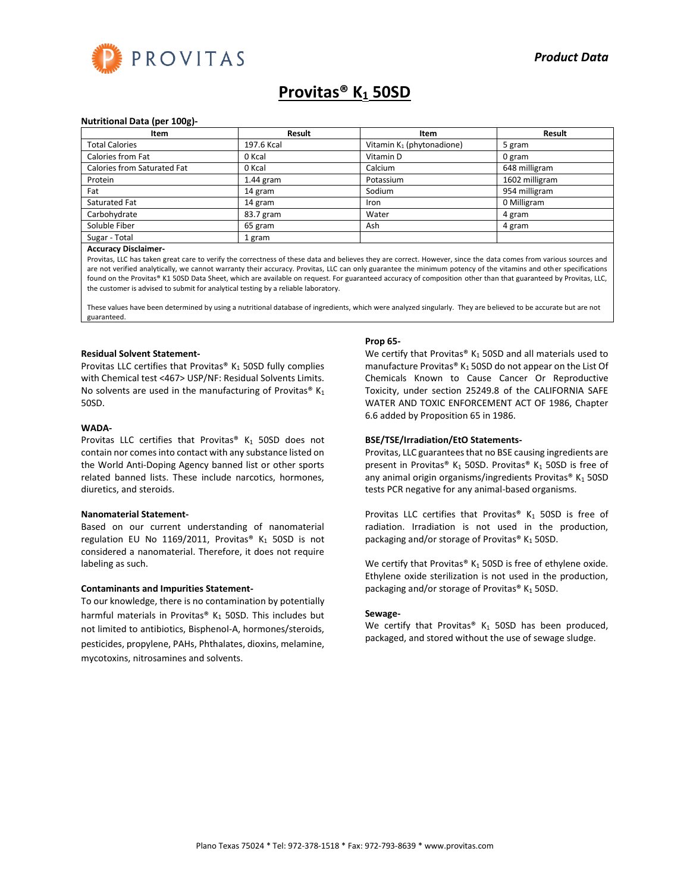*Product Data*

# Provitas® $K_1$ 50SD

**Nutritional Data (per 100g)-**

| Item | Result | Item | Result |
|---|---|---|---|
| Total Calories | 197.6 Kcal | Vitamin $K_1$ (phytonadione) | 5 gram |
| Calories from Fat | 0 Kcal | Vitamin D | 0 gram |
| Calories from Saturated Fat | 0 Kcal | Calcium | 648 milligram |
| Protein | 1.44 gram | Potassium | 1602 milligram |
| Fat | 14 gram | Sodium | 954 milligram |
| Saturated Fat | 14 gram | Iron | 0 Milligram |
| Carbohydrate | 83.7 gram | Water | 4 gram |
| Soluble Fiber | 65 gram | Ash | 4 gram |
| Sugar - Total | 1 gram | | |

**Accuracy Disclaimer-**

Provitas, LLC has taken great care to verify the correctness of these data and believes they are correct. However, since the data comes from various sources and are not verified analytically, we cannot warranty their accuracy. Provitas, LLC can only guarantee the minimum potency of the vitamins and other specifications found on the Provitas® K1 50SD Data Sheet, which are available on request. For guaranteed accuracy of composition other than that guaranteed by Provitas, LLC, the customer is advised to submit for analytical testing by a reliable laboratory.

These values have been determined by using a nutritional database of ingredients, which were analyzed singularly. They are believed to be accurate but are not guaranteed.

**Residual Solvent Statement-**

Provitas LLC certifies that Provitas® $K_1$ 50SD fully complies with Chemical test <467> USP/NF: Residual Solvents Limits. No solvents are used in the manufacturing of Provitas® $K_1$ 50SD.

**WADA-**

Provitas LLC certifies that Provitas® $K_1$ 50SD does not contain nor comes into contact with any substance listed on the World Anti-Doping Agency banned list or other sports related banned lists. These include narcotics, hormones, diuretics, and steroids.

**Nanomaterial Statement-**

Based on our current understanding of nanomaterial regulation EU No 1169/2011, Provitas® $K_1$ 50SD is not considered a nanomaterial. Therefore, it does not require labeling as such.

**Contaminants and Impurities Statement-**

To our knowledge, there is no contamination by potentially harmful materials in Provitas® $K_1$ 50SD. This includes but not limited to antibiotics, Bisphenol-A, hormones/steroids, pesticides, propylene, PAHs, Phthalates, dioxins, melamine, mycotoxins, nitrosamines and solvents.

**Prop 65-**

We certify that Provitas® $K_1$ 50SD and all materials used to manufacture Provitas® $K_1$ 50SD do not appear on the List Of Chemicals Known to Cause Cancer Or Reproductive Toxicity, under section 25249.8 of the CALIFORNIA SAFE WATER AND TOXIC ENFORCEMENT ACT OF 1986, Chapter 6.6 added by Proposition 65 in 1986.

**BSE/TSE/Irradiation/EtO Statements-**

Provitas, LLC guarantees that no BSE causing ingredients are present in Provitas® $K_1$ 50SD. Provitas® $K_1$ 50SD is free of any animal origin organisms/ingredients Provitas® $K_1$ 50SD tests PCR negative for any animal-based organisms.

Provitas LLC certifies that Provitas® $K_1$ 50SD is free of radiation. Irradiation is not used in the production, packaging and/or storage of Provitas® $K_1$ 50SD.

We certify that Provitas® $K_1$ 50SD is free of ethylene oxide. Ethylene oxide sterilization is not used in the production, packaging and/or storage of Provitas® $K_1$ 50SD.

**Sewage-**

We certify that Provitas® $K_1$ 50SD has been produced, packaged, and stored without the use of sewage sludge.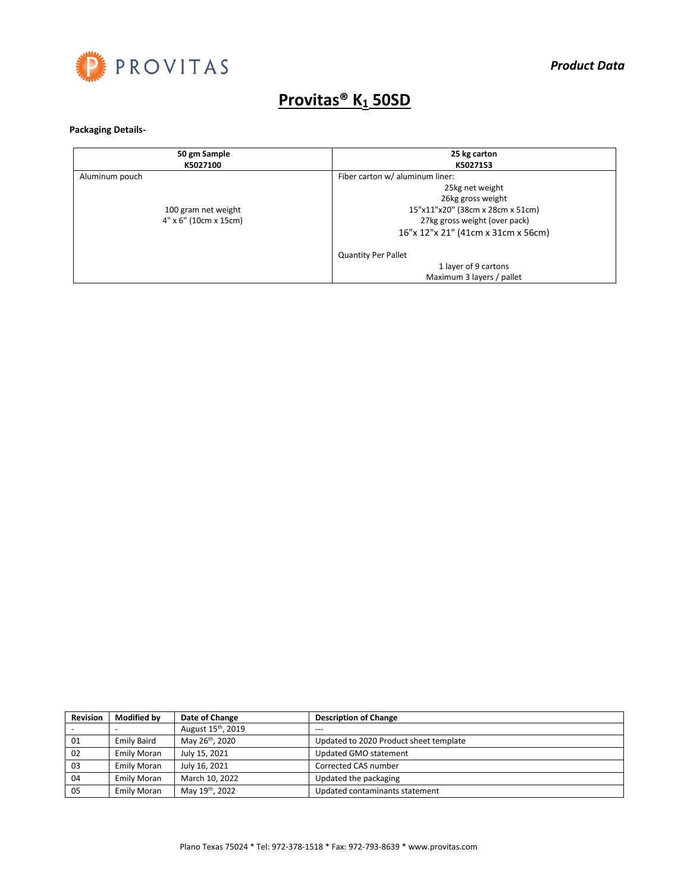# Provitas® $K_1$ 50SD

**Packaging Details-**

| 50 gm Sample<br>K5027100 | 25 kg carton<br>K5027153 |
|---|---|
| Aluminum pouch<br><br>100 gram net weight<br>4" x 6" (10cm x 15cm) | Fiber carton w/ aluminum liner:<br>25kg net weight<br>26kg gross weight<br>15"x11"x20" (38cm x 28cm x 51cm)<br>27kg gross weight (over pack)<br>16"x 12"x 21" (41cm x 31cm x 56cm)<br><br>Quantity Per Pallet<br>1 layer of 9 cartons<br>Maximum 3 layers / pallet |

| Revision | Modified by | Date of Change | Description of Change |
|---|---|---|---|
| - | - | August 15th, 2019 | --- |
| 01 | Emily Baird | May 26th, 2020 | Updated to 2020 Product sheet template |
| 02 | Emily Moran | July 15, 2021 | Updated GMO statement |
| 03 | Emily Moran | July 16, 2021 | Corrected CAS number |
| 04 | Emily Moran | March 10, 2022 | Updated the packaging |
| 05 | Emily Moran | May 19th, 2022 | Updated contaminants statement |